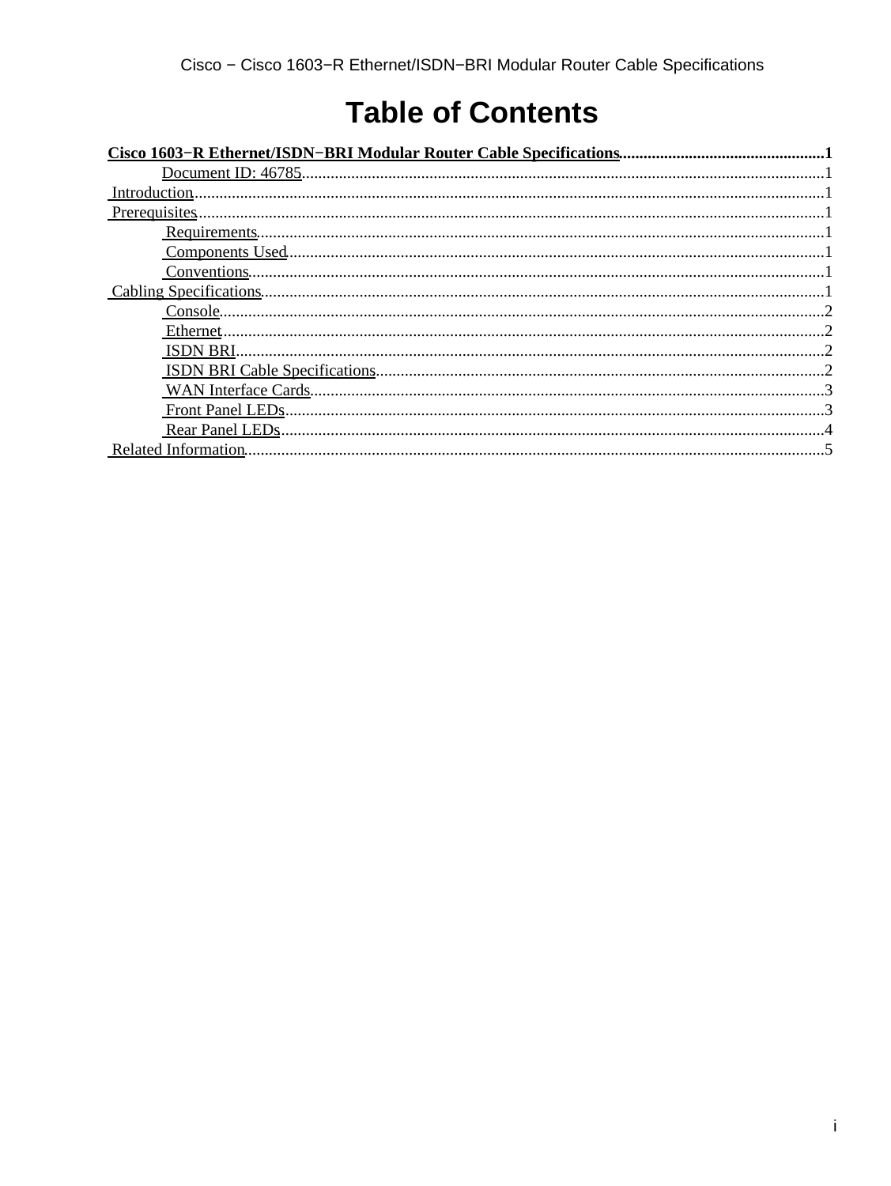# Table of Contents

**Cisco 1603−R Ethernet/ISDN−BRI Modular Router Cable Specifications** ................................................. **1**

- Document ID: 46785 ............................................................................................................ 1
- Introduction ........................................................................................................................................ 1
- Prerequisites ....................................................................................................................................... 1
  - Requirements ......................................................................................................................... 1
  - Components Used ................................................................................................................. 1
  - Conventions ........................................................................................................................... 1
- Cabling Specifications ........................................................................................................................ 1
  - Console .................................................................................................................................. 2
  - Ethernet .................................................................................................................................. 2
  - ISDN BRI ............................................................................................................................... 2
  - ISDN BRI Cable Specifications ............................................................................................. 2
  - WAN Interface Cards ............................................................................................................. 3
  - Front Panel LEDs ................................................................................................................... 3
  - Rear Panel LEDs .................................................................................................................... 4
- Related Information ............................................................................................................................ 5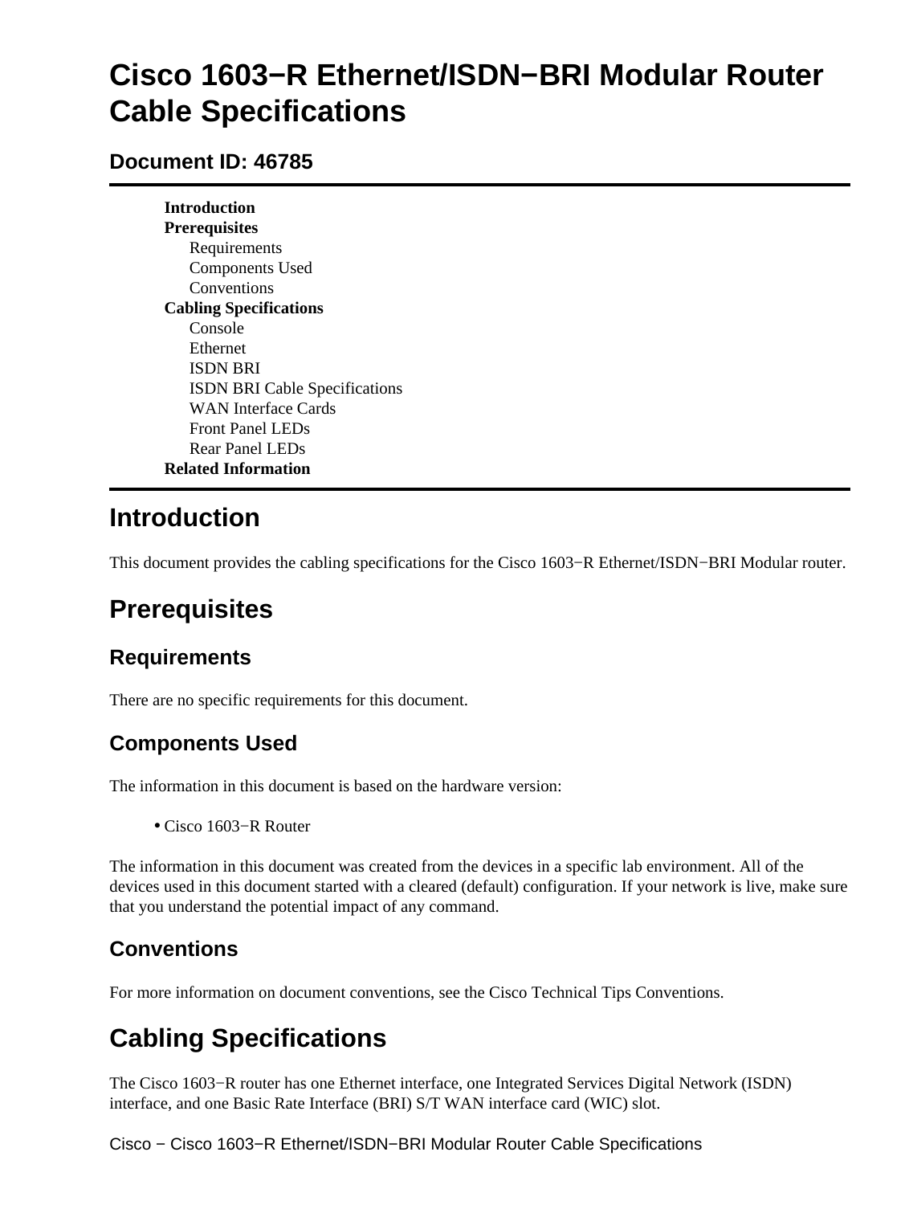# Cisco 1603−R Ethernet/ISDN−BRI Modular Router Cable Specifications

## Document ID: 46785

---

**Introduction**
**Prerequisites**
- Requirements
- Components Used
- Conventions

**Cabling Specifications**
- Console
- Ethernet
- ISDN BRI
- ISDN BRI Cable Specifications
- WAN Interface Cards
- Front Panel LEDs
- Rear Panel LEDs

**Related Information**

---

# Introduction

This document provides the cabling specifications for the Cisco 1603−R Ethernet/ISDN−BRI Modular router.

# Prerequisites

## Requirements

There are no specific requirements for this document.

## Components Used

The information in this document is based on the hardware version:

- Cisco 1603−R Router

The information in this document was created from the devices in a specific lab environment. All of the devices used in this document started with a cleared (default) configuration. If your network is live, make sure that you understand the potential impact of any command.

## Conventions

For more information on document conventions, see the Cisco Technical Tips Conventions.

# Cabling Specifications

The Cisco 1603−R router has one Ethernet interface, one Integrated Services Digital Network (ISDN) interface, and one Basic Rate Interface (BRI) S/T WAN interface card (WIC) slot.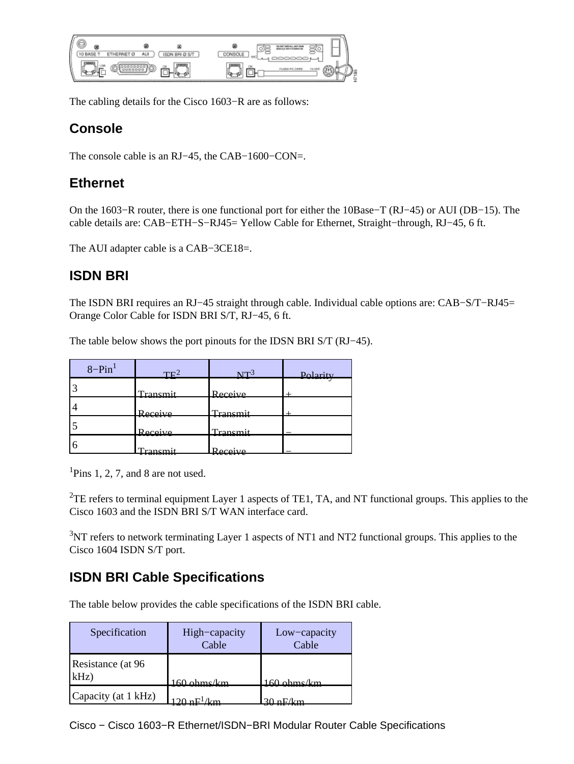The cabling details for the Cisco 1603−R are as follows:

## Console

The console cable is an RJ−45, the CAB−1600−CON=.

## Ethernet

On the 1603−R router, there is one functional port for either the 10Base−T (RJ−45) or AUI (DB−15). The cable details are: CAB−ETH−S−RJ45= Yellow Cable for Ethernet, Straight−through, RJ−45, 6 ft.

The AUI adapter cable is a CAB−3CE18=.

## ISDN BRI

The ISDN BRI requires an RJ−45 straight through cable. Individual cable options are: CAB−S/T−RJ45= Orange Color Cable for ISDN BRI S/T, RJ−45, 6 ft.

The table below shows the port pinouts for the IDSN BRI S/T (RJ−45).

| 8−Pin[1] | TE[2] | NT[3] | Polarity |
|---|---|---|---|
| 3 | Transmit | Receive | + |
| 4 | Receive | Transmit | + |
| 5 | Receive | Transmit | − |
| 6 | Transmit | Receive | − |

[1]Pins 1, 2, 7, and 8 are not used.

[2]TE refers to terminal equipment Layer 1 aspects of TE1, TA, and NT functional groups. This applies to the Cisco 1603 and the ISDN BRI S/T WAN interface card.

[3]NT refers to network terminating Layer 1 aspects of NT1 and NT2 functional groups. This applies to the Cisco 1604 ISDN S/T port.

## ISDN BRI Cable Specifications

The table below provides the cable specifications of the ISDN BRI cable.

| Specification | High−capacity Cable | Low−capacity Cable |
|---|---|---|
| Resistance (at 96 kHz) | 160 ohms/km | 160 ohms/km |
| Capacity (at 1 kHz) | 120 nF[1]/km | 30 nF/km |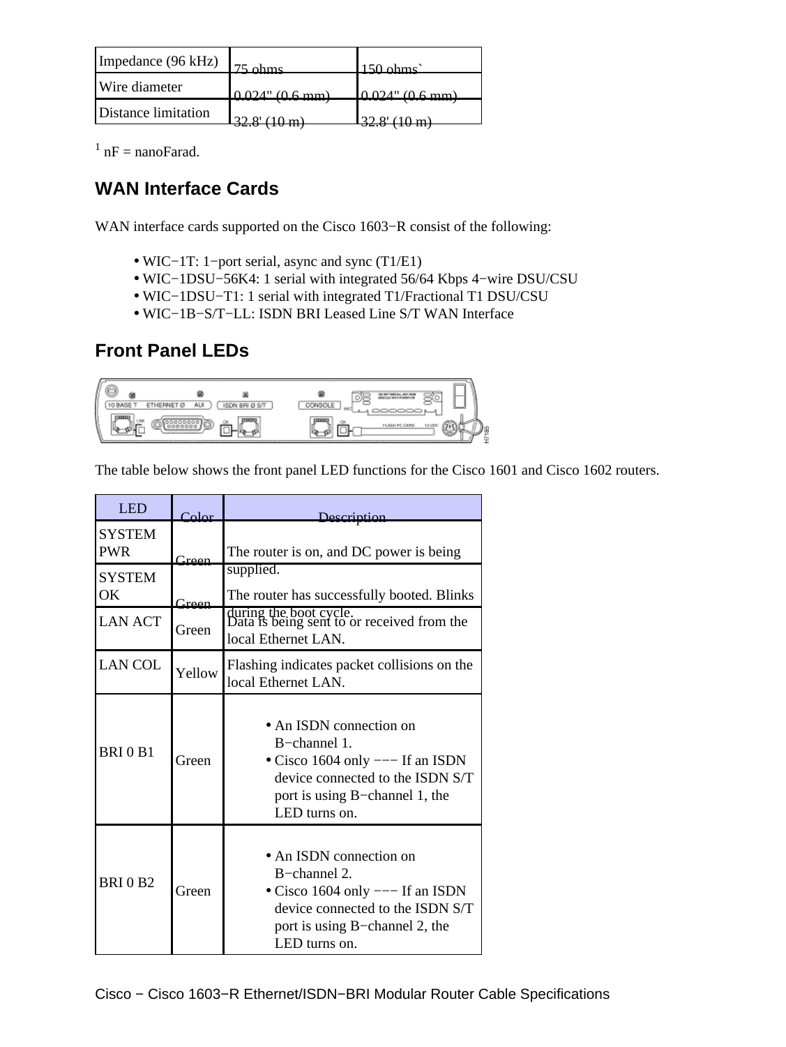| Impedance (96 kHz) | 75 ohms | 150 ohms` |
|---|---|---|
| Wire diameter | 0.024" (0.6 mm) | 0.024" (0.6 mm) |
| Distance limitation | 32.8' (10 m) | 32.8' (10 m) |

[1] nF = nanoFarad.

## WAN Interface Cards

WAN interface cards supported on the Cisco 1603−R consist of the following:

- WIC−1T: 1−port serial, async and sync (T1/E1)
- WIC−1DSU−56K4: 1 serial with integrated 56/64 Kbps 4−wire DSU/CSU
- WIC−1DSU−T1: 1 serial with integrated T1/Fractional T1 DSU/CSU
- WIC−1B−S/T−LL: ISDN BRI Leased Line S/T WAN Interface

## Front Panel LEDs

The table below shows the front panel LED functions for the Cisco 1601 and Cisco 1602 routers.

| LED | Color | Description |
|---|---|---|
| SYSTEM PWR | Green | The router is on, and DC power is being supplied. |
| SYSTEM OK | Green | The router has successfully booted. Blinks during the boot cycle. |
| LAN ACT | Green | Data is being sent to or received from the local Ethernet LAN. |
| LAN COL | Yellow | Flashing indicates packet collisions on the local Ethernet LAN. |
| BRI 0 B1 | Green | • An ISDN connection on B−channel 1.<br>• Cisco 1604 only −−− If an ISDN device connected to the ISDN S/T port is using B−channel 1, the LED turns on. |
| BRI 0 B2 | Green | • An ISDN connection on B−channel 2.<br>• Cisco 1604 only −−− If an ISDN device connected to the ISDN S/T port is using B−channel 2, the LED turns on. |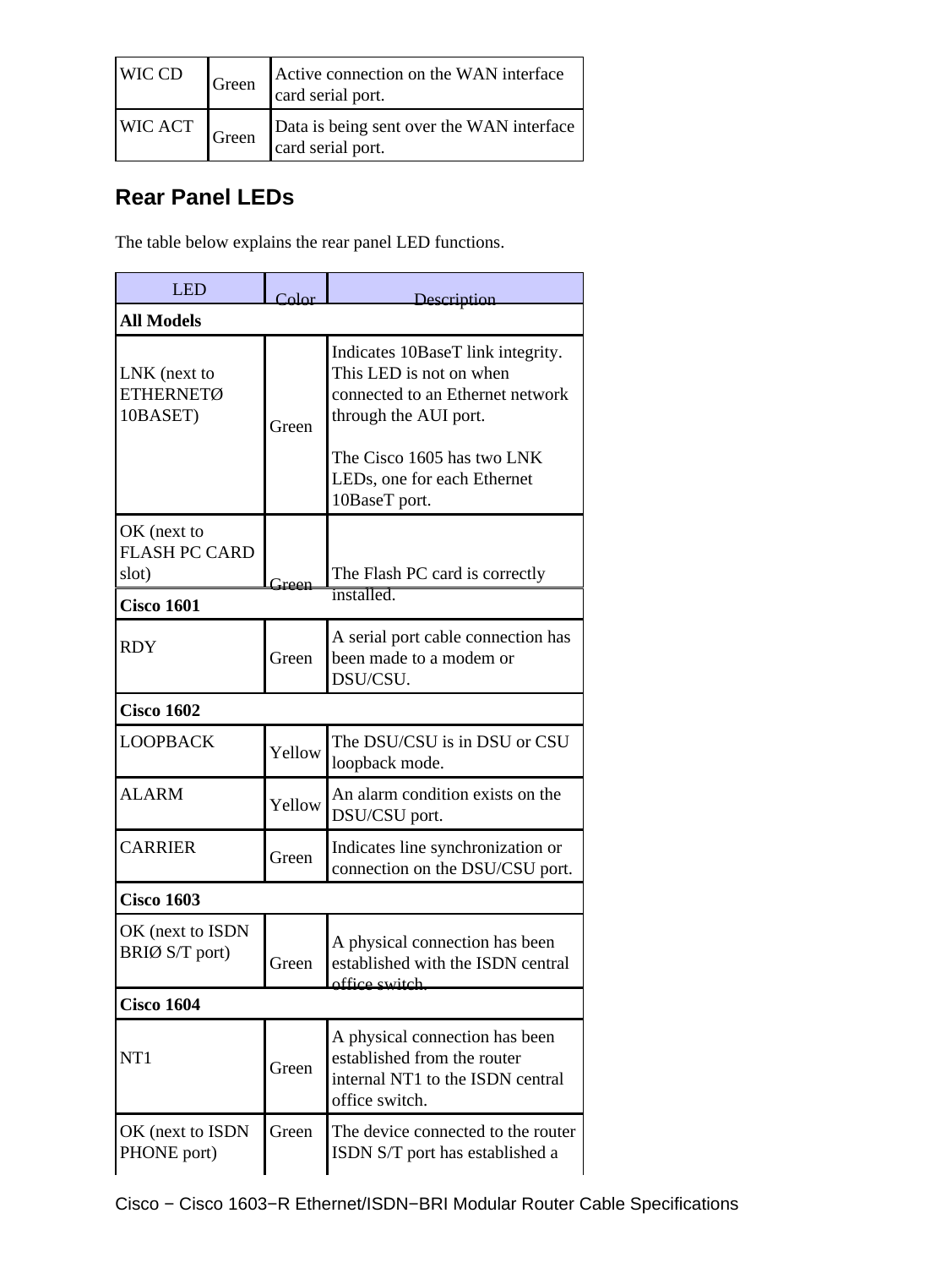| WIC CD | Green | Active connection on the WAN interface card serial port. |
|---|---|---|
| WIC ACT | Green | Data is being sent over the WAN interface card serial port. |

## Rear Panel LEDs

The table below explains the rear panel LED functions.

| LED | Color | Description |
|---|---|---|
| **All Models** | | |
| LNK (next to ETHERNETØ 10BASET) | Green | Indicates 10BaseT link integrity. This LED is not on when connected to an Ethernet network through the AUI port.<br><br>The Cisco 1605 has two LNK LEDs, one for each Ethernet 10BaseT port. |
| OK (next to FLASH PC CARD slot) | Green | The Flash PC card is correctly installed. |
| **Cisco 1601** | | |
| RDY | Green | A serial port cable connection has been made to a modem or DSU/CSU. |
| **Cisco 1602** | | |
| LOOPBACK | Yellow | The DSU/CSU is in DSU or CSU loopback mode. |
| ALARM | Yellow | An alarm condition exists on the DSU/CSU port. |
| CARRIER | Green | Indicates line synchronization or connection on the DSU/CSU port. |
| **Cisco 1603** | | |
| OK (next to ISDN BRIØ S/T port) | Green | A physical connection has been established with the ISDN central office switch. |
| **Cisco 1604** | | |
| NT1 | Green | A physical connection has been established from the router internal NT1 to the ISDN central office switch. |
| OK (next to ISDN PHONE port) | Green | The device connected to the router ISDN S/T port has established a |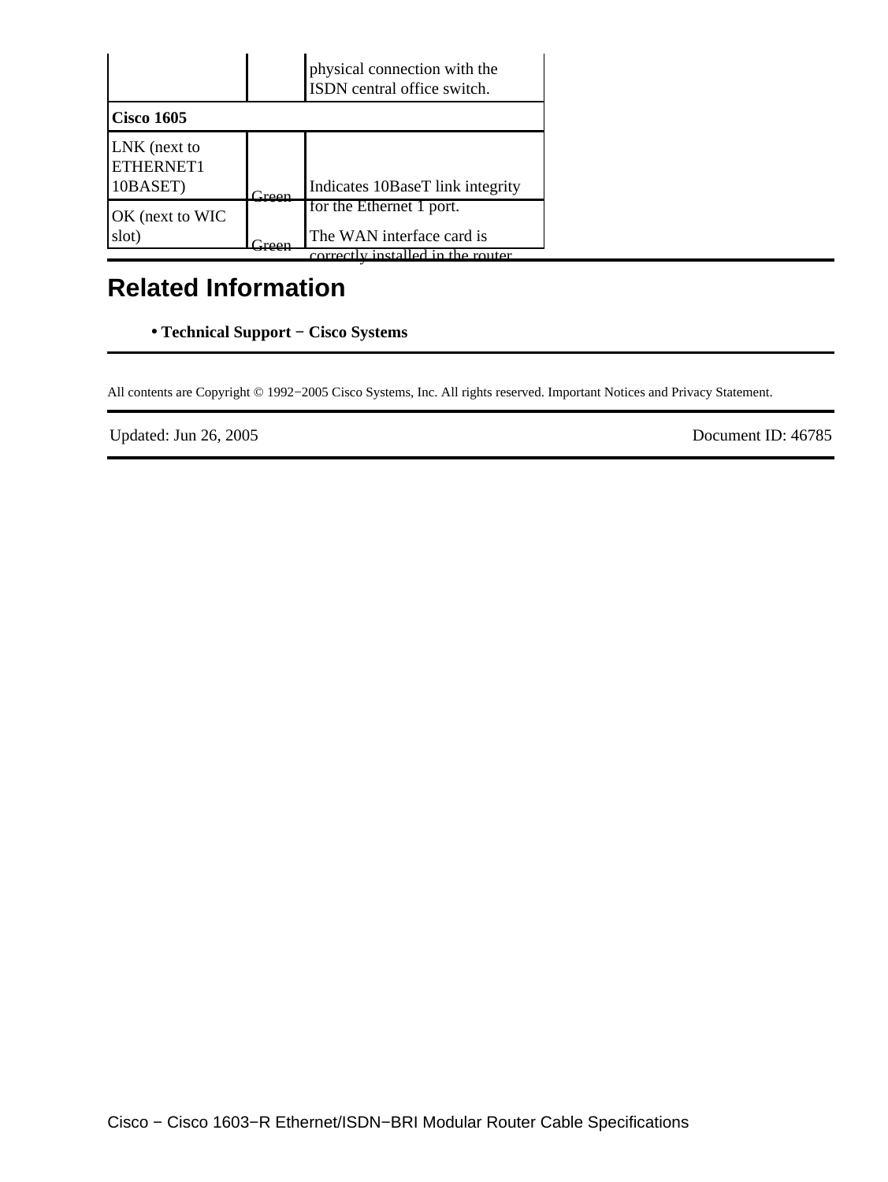| | | |
|---|---|---|
| | | physical connection with the ISDN central office switch. |
| **Cisco 1605** | | |
| LNK (next to ETHERNET1 10BASET) | Green | Indicates 10BaseT link integrity for the Ethernet 1 port. |
| OK (next to WIC slot) | Green | The WAN interface card is correctly installed in the router. |

## Related Information

- **Technical Support − Cisco Systems**

All contents are Copyright © 1992−2005 Cisco Systems, Inc. All rights reserved. Important Notices and Privacy Statement.

Updated: Jun 26, 2005 Document ID: 46785